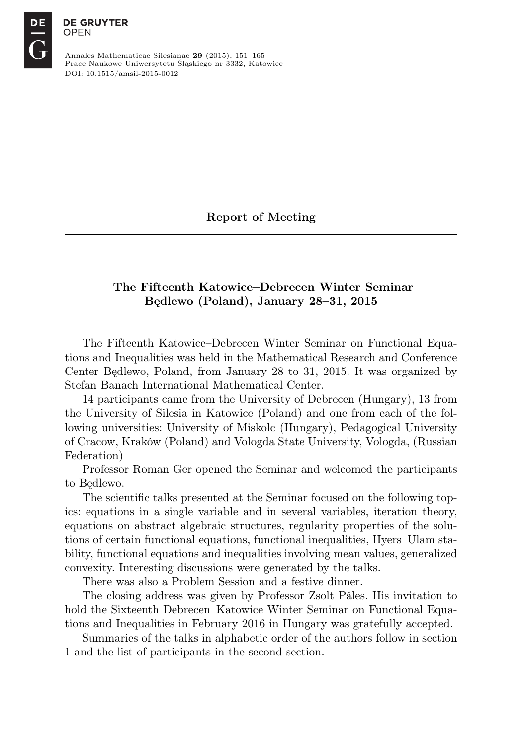## Report of Meeting

### The Fifteenth Katowice–Debrecen Winter Seminar Będlewo (Poland), January 28–31, 2015

The Fifteenth Katowice–Debrecen Winter Seminar on Functional Equations and Inequalities was held in the Mathematical Research and Conference Center Będlewo, Poland, from January 28 to 31, 2015. It was organized by Stefan Banach International Mathematical Center.

14 participants came from the University of Debrecen (Hungary), 13 from the University of Silesia in Katowice (Poland) and one from each of the following universities: University of Miskolc (Hungary), Pedagogical University of Cracow, Kraków (Poland) and Vologda State University, Vologda, (Russian Federation)

Professor Roman Ger opened the Seminar and welcomed the participants to Będlewo.

The scientific talks presented at the Seminar focused on the following topics: equations in a single variable and in several variables, iteration theory, equations on abstract algebraic structures, regularity properties of the solutions of certain functional equations, functional inequalities, Hyers–Ulam stability, functional equations and inequalities involving mean values, generalized convexity. Interesting discussions were generated by the talks.

There was also a Problem Session and a festive dinner.

The closing address was given by Professor Zsolt Páles. His invitation to hold the Sixteenth Debrecen–Katowice Winter Seminar on Functional Equations and Inequalities in February 2016 in Hungary was gratefully accepted.

Summaries of the talks in alphabetic order of the authors follow in section 1 and the list of participants in the second section.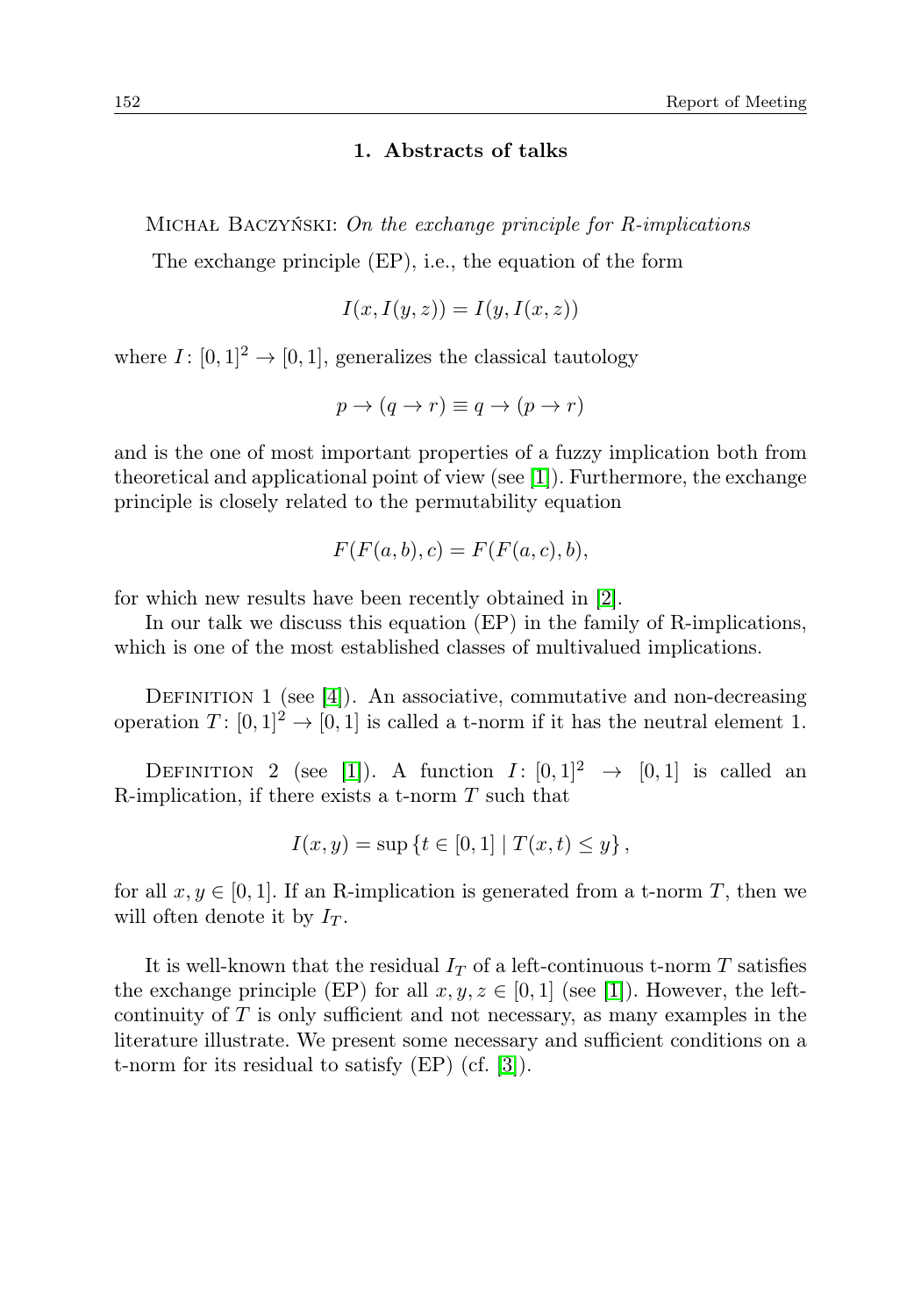## 1. Abstracts of talks

Michał Baczyński: *On the exchange principle for R-implications*

The exchange principle (EP), i.e., the equation of the form

$$I(x, I(y, z)) = I(y, I(x, z))$$

where $I\colon [0,1]^2 \to [0,1]$, generalizes the classical tautology

$$p \to (q \to r) \equiv q \to (p \to r)$$

and is the one of most important properties of a fuzzy implication both from theoretical and applicational point of view (see [1]). Furthermore, the exchange principle is closely related to the permutability equation

$$F(F(a,b),c) = F(F(a,c),b),$$

for which new results have been recently obtained in [2].

In our talk we discuss this equation (EP) in the family of R-implications, which is one of the most established classes of multivalued implications.

Definition 1 (see [4]). An associative, commutative and non-decreasing operation $T\colon [0,1]^2 \to [0,1]$ is called a t-norm if it has the neutral element 1.

Definition 2 (see [1]). A function $I\colon [0,1]^2 \to [0,1]$ is called an R-implication, if there exists a t-norm $T$ such that

$$I(x,y) = \sup\{t \in [0,1] \mid T(x,t) \leq y\},$$

for all $x, y \in [0,1]$. If an R-implication is generated from a t-norm $T$, then we will often denote it by $I_T$.

It is well-known that the residual $I_T$ of a left-continuous t-norm $T$ satisfies the exchange principle (EP) for all $x, y, z \in [0,1]$ (see [1]). However, the left-continuity of $T$ is only sufficient and not necessary, as many examples in the literature illustrate. We present some necessary and sufficient conditions on a t-norm for its residual to satisfy (EP) (cf. [3]).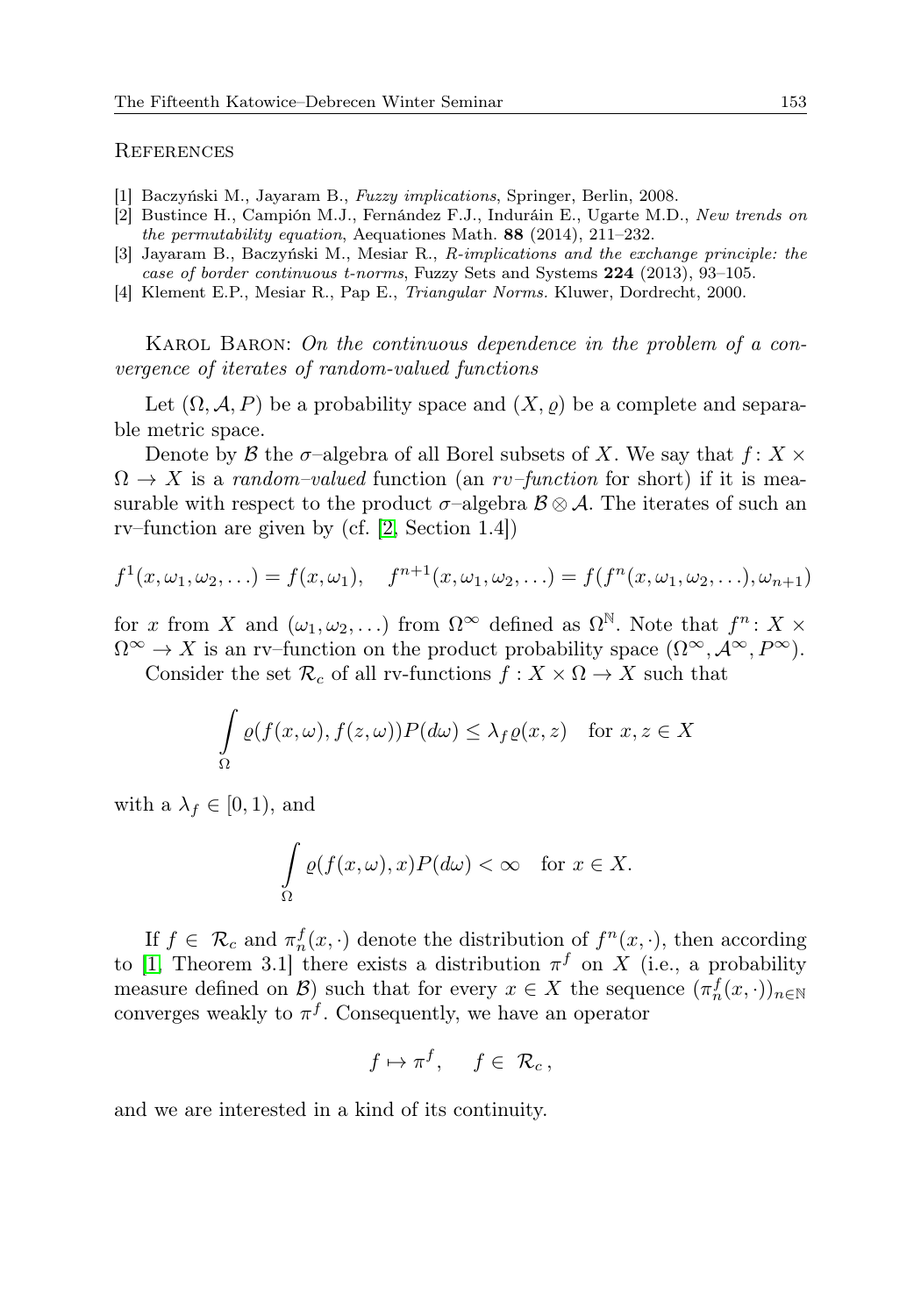## References

1. Baczyński M., Jayaram B., *Fuzzy implications*, Springer, Berlin, 2008.
2. Bustince H., Campión M.J., Fernández F.J., Induráin E., Ugarte M.D., *New trends on the permutability equation*, Aequationes Math. **88** (2014), 211–232.
3. Jayaram B., Baczyński M., Mesiar R., *R-implications and the exchange principle: the case of border continuous t-norms*, Fuzzy Sets and Systems **224** (2013), 93–105.
4. Klement E.P., Mesiar R., Pap E., *Triangular Norms.* Kluwer, Dordrecht, 2000.

Karol Baron: *On the continuous dependence in the problem of a convergence of iterates of random-valued functions*

Let $(\Omega, \mathcal{A}, P)$ be a probability space and $(X, \varrho)$ be a complete and separable metric space.

Denote by $\mathcal{B}$ the $\sigma$–algebra of all Borel subsets of $X$. We say that $f\colon X \times \Omega \to X$ is a *random–valued* function (an *rv–function* for short) if it is measurable with respect to the product $\sigma$–algebra $\mathcal{B} \otimes \mathcal{A}$. The iterates of such an rv–function are given by (cf. [2, Section 1.4])

$$f^1(x, \omega_1, \omega_2, \ldots) = f(x, \omega_1), \quad f^{n+1}(x, \omega_1, \omega_2, \ldots) = f(f^n(x, \omega_1, \omega_2, \ldots), \omega_{n+1})$$

for $x$ from $X$ and $(\omega_1, \omega_2, \ldots)$ from $\Omega^\infty$ defined as $\Omega^{\mathbb{N}}$. Note that $f^n\colon X \times \Omega^\infty \to X$ is an rv–function on the product probability space $(\Omega^\infty, \mathcal{A}^\infty, P^\infty)$.

Consider the set $\mathcal{R}_c$ of all rv-functions $f : X \times \Omega \to X$ such that

$$\int\limits_{\Omega} \varrho(f(x, \omega), f(z, \omega)) P(d\omega) \leq \lambda_f \varrho(x, z) \quad \text{for } x, z \in X$$

with a $\lambda_f \in [0, 1)$, and

$$\int\limits_{\Omega} \varrho(f(x, \omega), x) P(d\omega) < \infty \quad \text{for } x \in X.$$

If $f \in \mathcal{R}_c$ and $\pi_n^f(x, \cdot)$ denote the distribution of $f^n(x, \cdot)$, then according to [1, Theorem 3.1] there exists a distribution $\pi^f$ on $X$ (i.e., a probability measure defined on $\mathcal{B}$) such that for every $x \in X$ the sequence $(\pi_n^f(x, \cdot))_{n \in \mathbb{N}}$ converges weakly to $\pi^f$. Consequently, we have an operator

$$f \mapsto \pi^f, \quad f \in \mathcal{R}_c\,,$$

and we are interested in a kind of its continuity.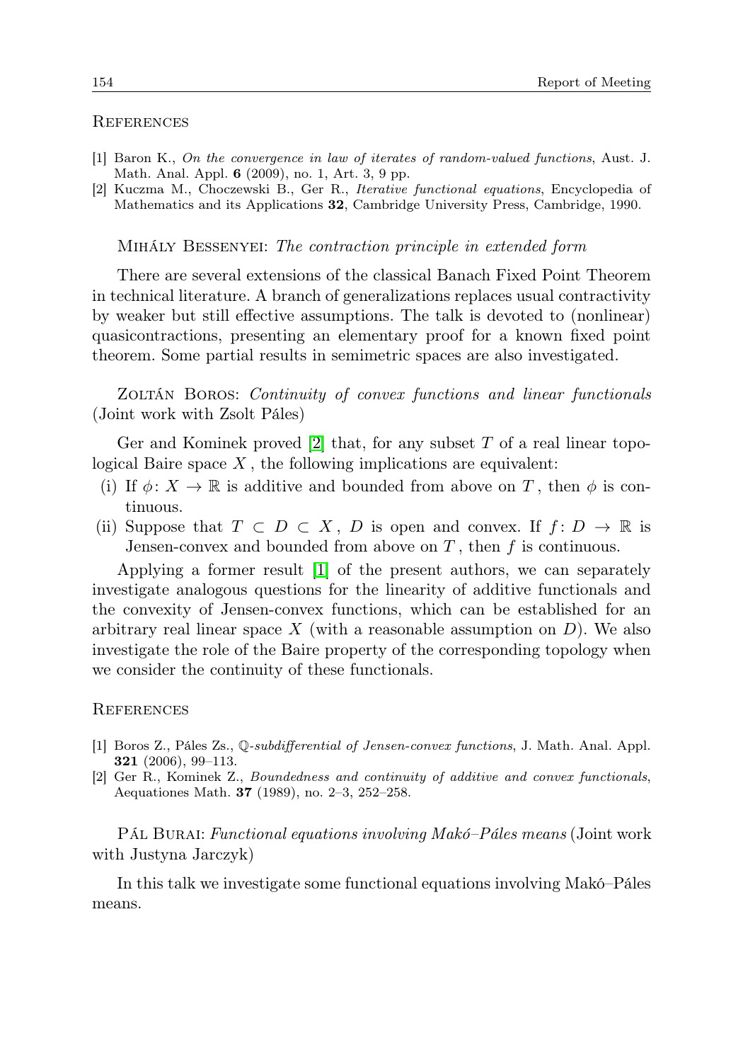## References

- [1] Baron K., *On the convergence in law of iterates of random-valued functions*, Aust. J. Math. Anal. Appl. **6** (2009), no. 1, Art. 3, 9 pp.
- [2] Kuczma M., Choczewski B., Ger R., *Iterative functional equations*, Encyclopedia of Mathematics and its Applications **32**, Cambridge University Press, Cambridge, 1990.

Mihály Bessenyei: *The contraction principle in extended form*

There are several extensions of the classical Banach Fixed Point Theorem in technical literature. A branch of generalizations replaces usual contractivity by weaker but still effective assumptions. The talk is devoted to (nonlinear) quasicontractions, presenting an elementary proof for a known fixed point theorem. Some partial results in semimetric spaces are also investigated.

Zoltán Boros: *Continuity of convex functions and linear functionals* (Joint work with Zsolt Páles)

Ger and Kominek proved [2] that, for any subset $T$ of a real linear topological Baire space $X$, the following implications are equivalent:

- (i) If $\phi\colon X \to \mathbb{R}$ is additive and bounded from above on $T$, then $\phi$ is continuous.
- (ii) Suppose that $T \subset D \subset X$, $D$ is open and convex. If $f\colon D \to \mathbb{R}$ is Jensen-convex and bounded from above on $T$, then $f$ is continuous.

Applying a former result [1] of the present authors, we can separately investigate analogous questions for the linearity of additive functionals and the convexity of Jensen-convex functions, which can be established for an arbitrary real linear space $X$ (with a reasonable assumption on $D$). We also investigate the role of the Baire property of the corresponding topology when we consider the continuity of these functionals.

## References

- [1] Boros Z., Páles Zs., *$\mathbb{Q}$-subdifferential of Jensen-convex functions*, J. Math. Anal. Appl. **321** (2006), 99–113.
- [2] Ger R., Kominek Z., *Boundedness and continuity of additive and convex functionals*, Aequationes Math. **37** (1989), no. 2–3, 252–258.

Pál Burai: *Functional equations involving Makó–Páles means* (Joint work with Justyna Jarczyk)

In this talk we investigate some functional equations involving Makó–Páles means.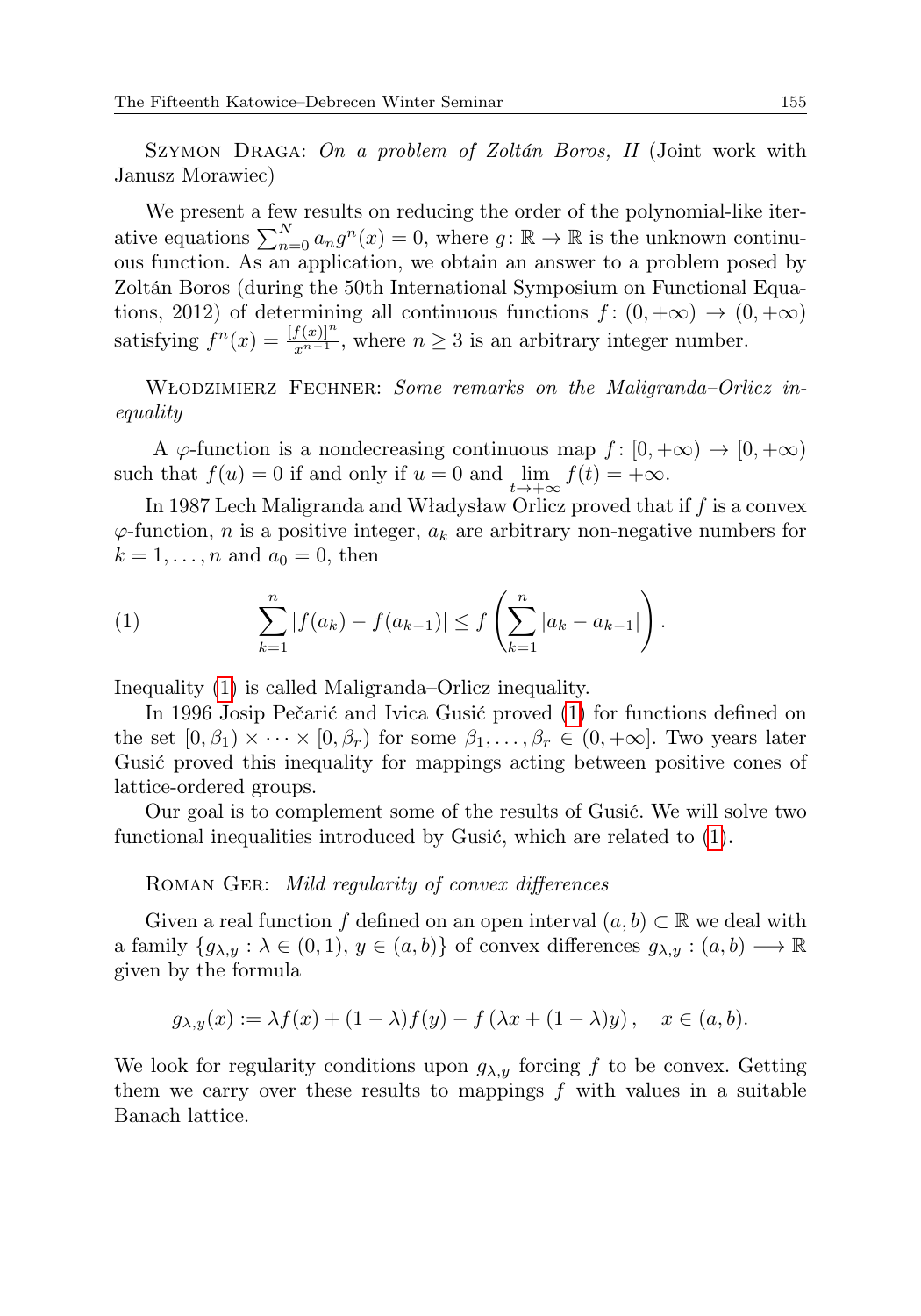Szymon Draga: *On a problem of Zoltán Boros, II* (Joint work with Janusz Morawiec)

We present a few results on reducing the order of the polynomial-like iterative equations $\sum_{n=0}^{N} a_n g^n(x) = 0$, where $g\colon \mathbb{R} \to \mathbb{R}$ is the unknown continuous function. As an application, we obtain an answer to a problem posed by Zoltán Boros (during the 50th International Symposium on Functional Equations, 2012) of determining all continuous functions $f\colon (0,+\infty) \to (0,+\infty)$ satisfying $f^n(x) = \frac{[f(x)]^n}{x^{n-1}}$, where $n \geq 3$ is an arbitrary integer number.

Włodzimierz Fechner: *Some remarks on the Maligranda–Orlicz inequality*

A $\varphi$-function is a nondecreasing continuous map $f\colon [0,+\infty) \to [0,+\infty)$ such that $f(u) = 0$ if and only if $u = 0$ and $\lim_{t\to+\infty} f(t) = +\infty$.

In 1987 Lech Maligranda and Władysław Orlicz proved that if $f$ is a convex $\varphi$-function, $n$ is a positive integer, $a_k$ are arbitrary non-negative numbers for $k = 1,\dots,n$ and $a_0 = 0$, then

$$\sum_{k=1}^{n} |f(a_k) - f(a_{k-1})| \leq f\left(\sum_{k=1}^{n} |a_k - a_{k-1}|\right). \tag{1}$$

Inequality (1) is called Maligranda–Orlicz inequality.

In 1996 Josip Pečarić and Ivica Gusić proved (1) for functions defined on the set $[0,\beta_1) \times \cdots \times [0,\beta_r)$ for some $\beta_1,\dots,\beta_r \in (0,+\infty]$. Two years later Gusić proved this inequality for mappings acting between positive cones of lattice-ordered groups.

Our goal is to complement some of the results of Gusić. We will solve two functional inequalities introduced by Gusić, which are related to (1).

Roman Ger: *Mild regularity of convex differences*

Given a real function $f$ defined on an open interval $(a,b) \subset \mathbb{R}$ we deal with a family $\{g_{\lambda,y} : \lambda \in (0,1),\ y \in (a,b)\}$ of convex differences $g_{\lambda,y} : (a,b) \longrightarrow \mathbb{R}$ given by the formula

$$g_{\lambda,y}(x) := \lambda f(x) + (1-\lambda) f(y) - f(\lambda x + (1-\lambda) y), \quad x \in (a,b).$$

We look for regularity conditions upon $g_{\lambda,y}$ forcing $f$ to be convex. Getting them we carry over these results to mappings $f$ with values in a suitable Banach lattice.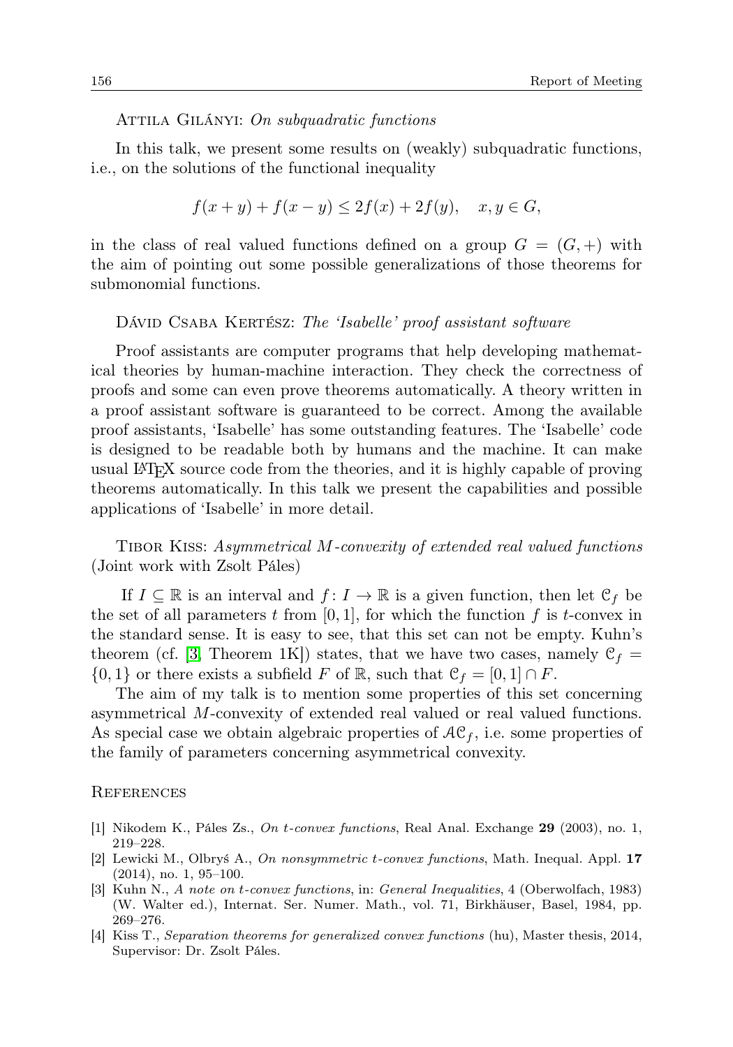Attila Gilányi: *On subquadratic functions*

In this talk, we present some results on (weakly) subquadratic functions, i.e., on the solutions of the functional inequality

$$f(x+y)+f(x-y)\le 2f(x)+2f(y),\quad x,y\in G,$$

in the class of real valued functions defined on a group $G=(G,+)$ with the aim of pointing out some possible generalizations of those theorems for submonomial functions.

Dávid Csaba Kertész: *The 'Isabelle' proof assistant software*

Proof assistants are computer programs that help developing mathematical theories by human-machine interaction. They check the correctness of proofs and some can even prove theorems automatically. A theory written in a proof assistant software is guaranteed to be correct. Among the available proof assistants, 'Isabelle' has some outstanding features. The 'Isabelle' code is designed to be readable both by humans and the machine. It can make usual LaTeX source code from the theories, and it is highly capable of proving theorems automatically. In this talk we present the capabilities and possible applications of 'Isabelle' in more detail.

Tibor Kiss: *Asymmetrical $M$-convexity of extended real valued functions* (Joint work with Zsolt Páles)

If $I\subseteq\mathbb{R}$ is an interval and $f\colon I\to\mathbb{R}$ is a given function, then let $\mathcal{C}_f$ be the set of all parameters $t$ from $[0,1]$, for which the function $f$ is $t$-convex in the standard sense. It is easy to see, that this set can not be empty. Kuhn's theorem (cf. [3, Theorem 1K]) states, that we have two cases, namely $\mathcal{C}_f=\{0,1\}$ or there exists a subfield $F$ of $\mathbb{R}$, such that $\mathcal{C}_f=[0,1]\cap F$.

The aim of my talk is to mention some properties of this set concerning asymmetrical $M$-convexity of extended real valued or real valued functions. As special case we obtain algebraic properties of $\mathcal{AC}_f$, i.e. some properties of the family of parameters concerning asymmetrical convexity.

References

[1] Nikodem K., Páles Zs., *On t-convex functions*, Real Anal. Exchange **29** (2003), no. 1, 219–228.

[2] Lewicki M., Olbryś A., *On nonsymmetric t-convex functions*, Math. Inequal. Appl. **17** (2014), no. 1, 95–100.

[3] Kuhn N., *A note on t-convex functions*, in: *General Inequalities*, 4 (Oberwolfach, 1983) (W. Walter ed.), Internat. Ser. Numer. Math., vol. 71, Birkhäuser, Basel, 1984, pp. 269–276.

[4] Kiss T., *Separation theorems for generalized convex functions* (hu), Master thesis, 2014, Supervisor: Dr. Zsolt Páles.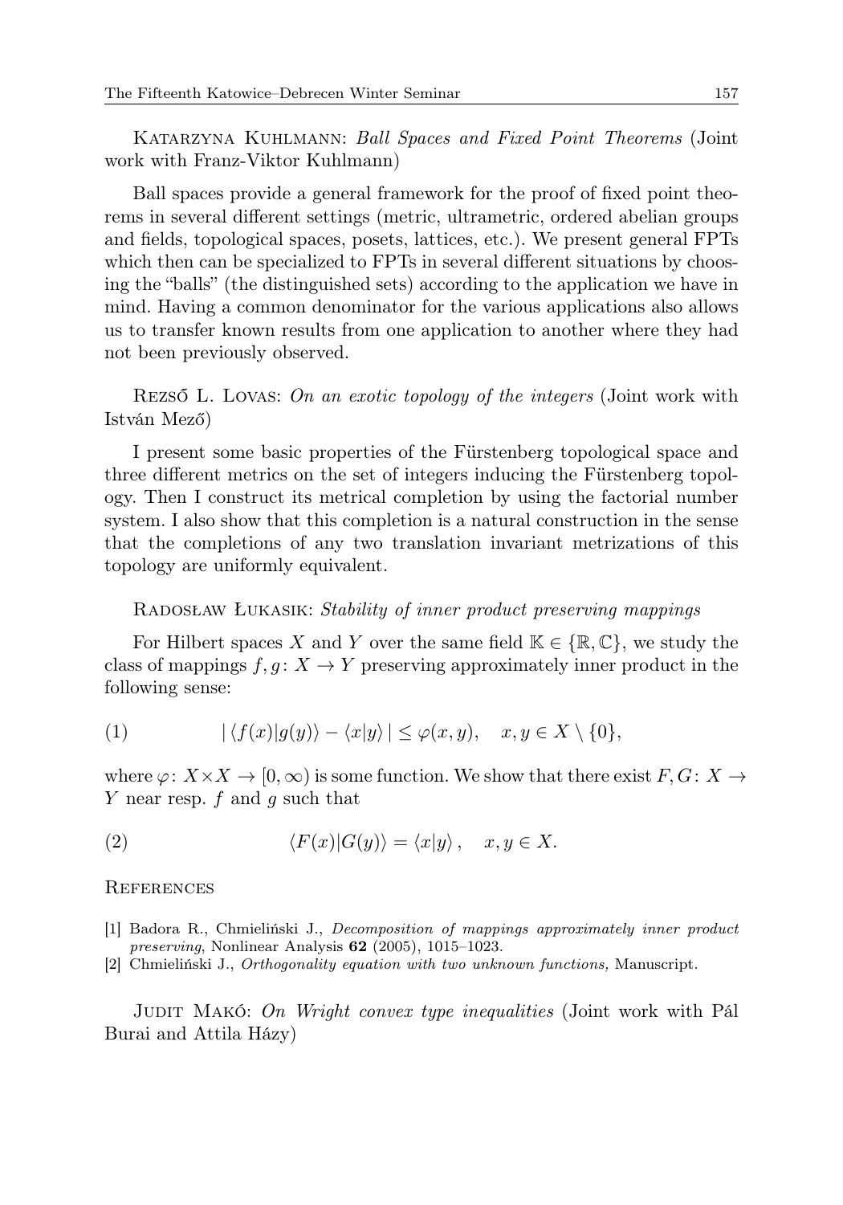Katarzyna Kuhlmann: *Ball Spaces and Fixed Point Theorems* (Joint work with Franz-Viktor Kuhlmann)

Ball spaces provide a general framework for the proof of fixed point theorems in several different settings (metric, ultrametric, ordered abelian groups and fields, topological spaces, posets, lattices, etc.). We present general FPTs which then can be specialized to FPTs in several different situations by choosing the "balls" (the distinguished sets) according to the application we have in mind. Having a common denominator for the various applications also allows us to transfer known results from one application to another where they had not been previously observed.

Rezső L. Lovas: *On an exotic topology of the integers* (Joint work with István Mező)

I present some basic properties of the Fürstenberg topological space and three different metrics on the set of integers inducing the Fürstenberg topology. Then I construct its metrical completion by using the factorial number system. I also show that this completion is a natural construction in the sense that the completions of any two translation invariant metrizations of this topology are uniformly equivalent.

Radosław Łukasik: *Stability of inner product preserving mappings*

For Hilbert spaces $X$ and $Y$ over the same field $\mathbb{K} \in \{\mathbb{R}, \mathbb{C}\}$, we study the class of mappings $f, g\colon X \to Y$ preserving approximately inner product in the following sense:

$$(1) \qquad |\langle f(x)|g(y)\rangle - \langle x|y\rangle| \le \varphi(x,y), \quad x,y \in X \setminus \{0\},$$

where $\varphi\colon X \times X \to [0,\infty)$ is some function. We show that there exist $F, G\colon X \to Y$ near resp. $f$ and $g$ such that

$$(2) \qquad \langle F(x)|G(y)\rangle = \langle x|y\rangle, \quad x,y \in X.$$

References

[1] Badora R., Chmieliński J., *Decomposition of mappings approximately inner product preserving*, Nonlinear Analysis **62** (2005), 1015–1023.

[2] Chmieliński J., *Orthogonality equation with two unknown functions,* Manuscript.

Judit Makó: *On Wright convex type inequalities* (Joint work with Pál Burai and Attila Házy)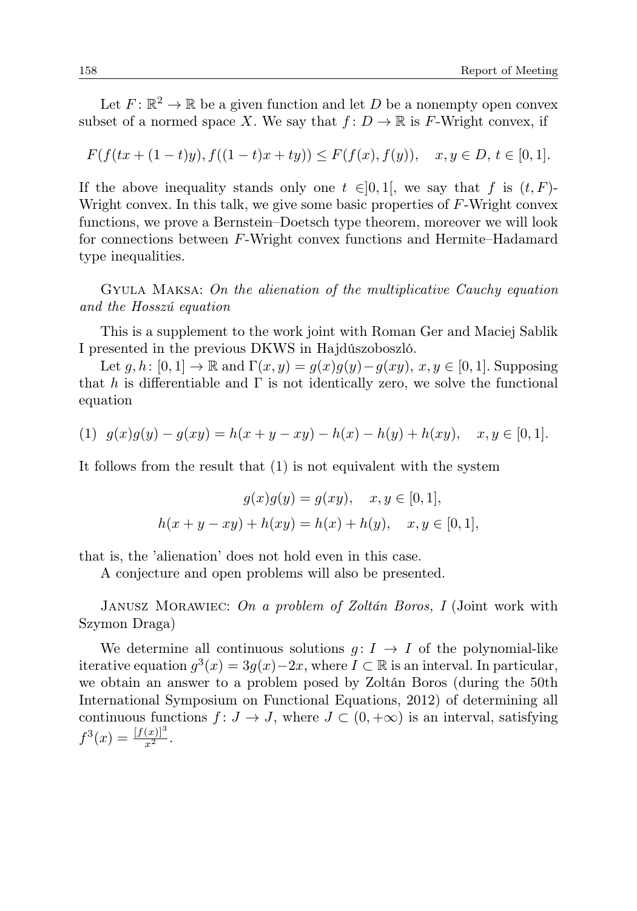Let $F\colon \mathbb{R}^2 \to \mathbb{R}$ be a given function and let $D$ be a nonempty open convex subset of a normed space $X$. We say that $f\colon D \to \mathbb{R}$ is $F$-Wright convex, if

$$F(f(tx+(1-t)y), f((1-t)x+ty)) \le F(f(x), f(y)), \quad x, y \in D,\, t \in [0,1].$$

If the above inequality stands only one $t \in ]0,1[$, we say that $f$ is $(t,F)$-Wright convex. In this talk, we give some basic properties of $F$-Wright convex functions, we prove a Bernstein–Doetsch type theorem, moreover we will look for connections between $F$-Wright convex functions and Hermite–Hadamard type inequalities.

Gyula Maksa: *On the alienation of the multiplicative Cauchy equation and the Hosszú equation*

This is a supplement to the work joint with Roman Ger and Maciej Sablik I presented in the previous DKWS in Hajdúszoboszló.

Let $g, h\colon [0,1] \to \mathbb{R}$ and $\Gamma(x,y) = g(x)g(y) - g(xy)$, $x, y \in [0,1]$. Supposing that $h$ is differentiable and $\Gamma$ is not identically zero, we solve the functional equation

$$(1) \quad g(x)g(y) - g(xy) = h(x+y-xy) - h(x) - h(y) + h(xy), \quad x, y \in [0,1].$$

It follows from the result that (1) is not equivalent with the system

$$g(x)g(y) = g(xy), \quad x, y \in [0,1],$$
$$h(x+y-xy) + h(xy) = h(x) + h(y), \quad x, y \in [0,1],$$

that is, the 'alienation' does not hold even in this case.

A conjecture and open problems will also be presented.

Janusz Morawiec: *On a problem of Zoltán Boros, I* (Joint work with Szymon Draga)

We determine all continuous solutions $g\colon I \to I$ of the polynomial-like iterative equation $g^3(x) = 3g(x) - 2x$, where $I \subset \mathbb{R}$ is an interval. In particular, we obtain an answer to a problem posed by Zoltán Boros (during the 50th International Symposium on Functional Equations, 2012) of determining all continuous functions $f\colon J \to J$, where $J \subset (0,+\infty)$ is an interval, satisfying $f^3(x) = \frac{[f(x)]^3}{x^2}$.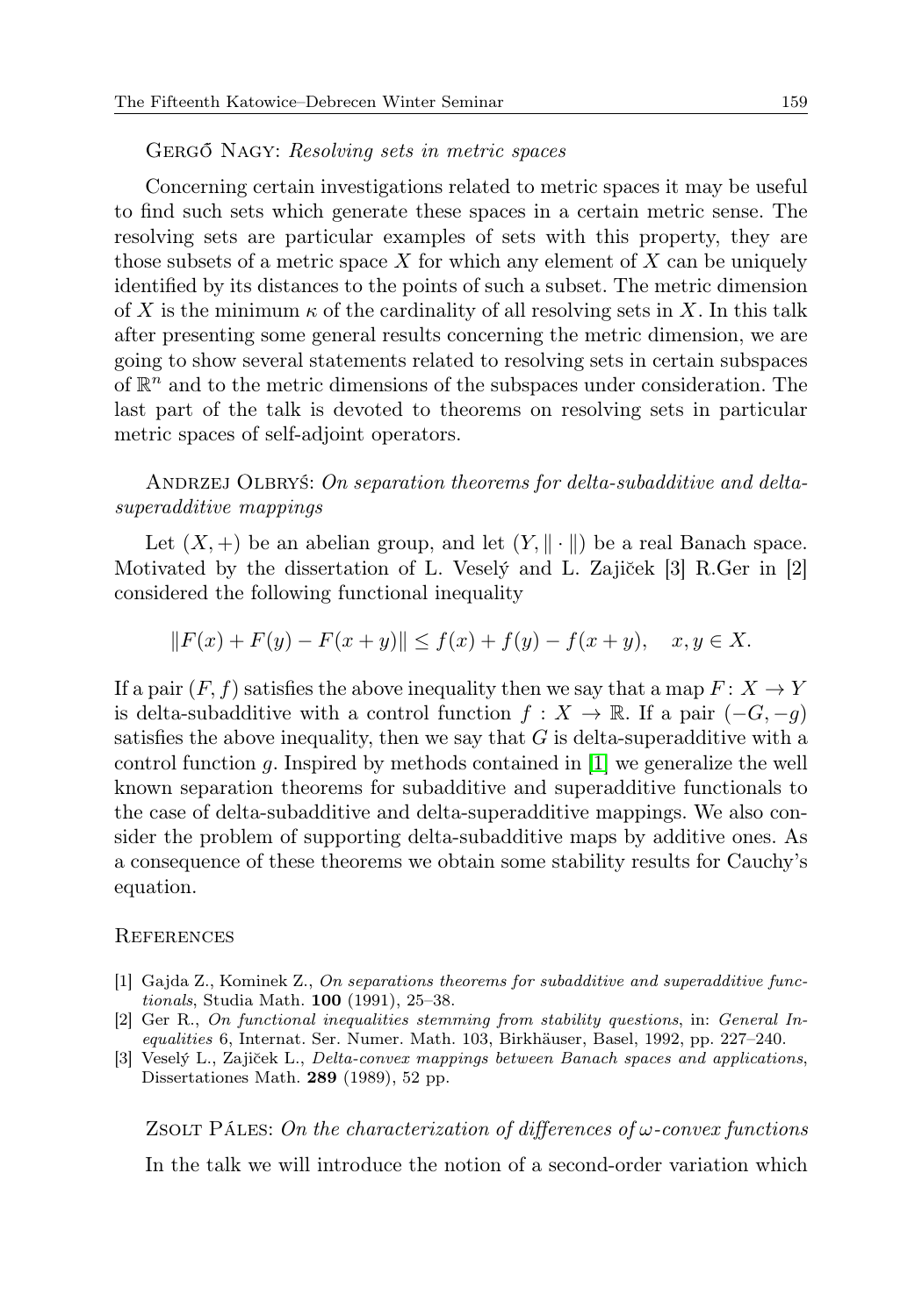Gergő Nagy: *Resolving sets in metric spaces*

Concerning certain investigations related to metric spaces it may be useful to find such sets which generate these spaces in a certain metric sense. The resolving sets are particular examples of sets with this property, they are those subsets of a metric space $X$ for which any element of $X$ can be uniquely identified by its distances to the points of such a subset. The metric dimension of $X$ is the minimum $\kappa$ of the cardinality of all resolving sets in $X$. In this talk after presenting some general results concerning the metric dimension, we are going to show several statements related to resolving sets in certain subspaces of $\mathbb{R}^n$ and to the metric dimensions of the subspaces under consideration. The last part of the talk is devoted to theorems on resolving sets in particular metric spaces of self-adjoint operators.

Andrzej Olbryś: *On separation theorems for delta-subadditive and delta-superadditive mappings*

Let $(X,+)$ be an abelian group, and let $(Y,\|\cdot\|)$ be a real Banach space. Motivated by the dissertation of L. Veselý and L. Zajiček [3] R.Ger in [2] considered the following functional inequality

$$\|F(x)+F(y)-F(x+y)\| \le f(x)+f(y)-f(x+y), \quad x,y \in X.$$

If a pair $(F,f)$ satisfies the above inequality then we say that a map $F\colon X \to Y$ is delta-subadditive with a control function $f : X \to \mathbb{R}$. If a pair $(-G,-g)$ satisfies the above inequality, then we say that $G$ is delta-superadditive with a control function $g$. Inspired by methods contained in [1] we generalize the well known separation theorems for subadditive and superadditive functionals to the case of delta-subadditive and delta-superadditive mappings. We also consider the problem of supporting delta-subadditive maps by additive ones. As a consequence of these theorems we obtain some stability results for Cauchy's equation.

References

[1] Gajda Z., Kominek Z., *On separations theorems for subadditive and superadditive functionals*, Studia Math. **100** (1991), 25–38.

[2] Ger R., *On functional inequalities stemming from stability questions*, in: *General Inequalities* 6, Internat. Ser. Numer. Math. 103, Birkhäuser, Basel, 1992, pp. 227–240.

[3] Veselý L., Zajiček L., *Delta-convex mappings between Banach spaces and applications*, Dissertationes Math. **289** (1989), 52 pp.

Zsolt Páles: *On the characterization of differences of $\omega$-convex functions*

In the talk we will introduce the notion of a second-order variation which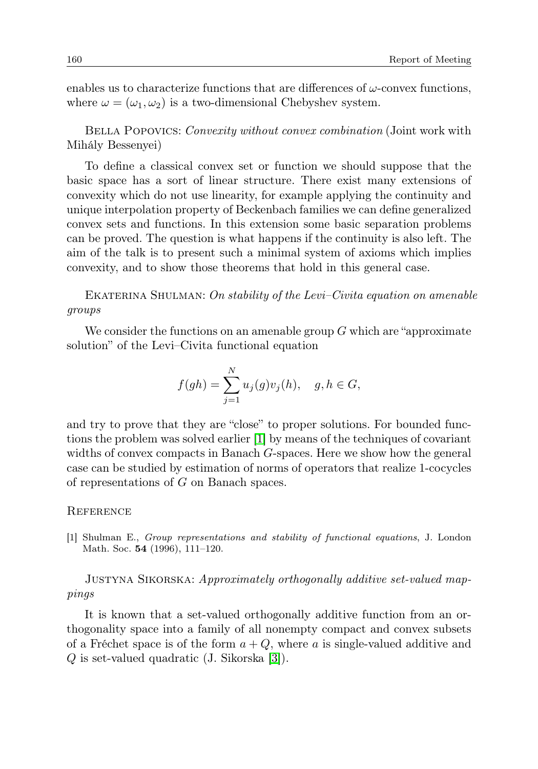enables us to characterize functions that are differences of $\omega$-convex functions, where $\omega = (\omega_1, \omega_2)$ is a two-dimensional Chebyshev system.

Bella Popovics: *Convexity without convex combination* (Joint work with Mihály Bessenyei)

To define a classical convex set or function we should suppose that the basic space has a sort of linear structure. There exist many extensions of convexity which do not use linearity, for example applying the continuity and unique interpolation property of Beckenbach families we can define generalized convex sets and functions. In this extension some basic separation problems can be proved. The question is what happens if the continuity is also left. The aim of the talk is to present such a minimal system of axioms which implies convexity, and to show those theorems that hold in this general case.

Ekaterina Shulman: *On stability of the Levi–Civita equation on amenable groups*

We consider the functions on an amenable group $G$ which are "approximate solution" of the Levi–Civita functional equation

$$f(gh) = \sum_{j=1}^{N} u_j(g)v_j(h), \quad g, h \in G,$$

and try to prove that they are "close" to proper solutions. For bounded functions the problem was solved earlier [1] by means of the techniques of covariant widths of convex compacts in Banach $G$-spaces. Here we show how the general case can be studied by estimation of norms of operators that realize 1-cocycles of representations of $G$ on Banach spaces.

Reference

[1] Shulman E., *Group representations and stability of functional equations*, J. London Math. Soc. **54** (1996), 111–120.

Justyna Sikorska: *Approximately orthogonally additive set-valued mappings*

It is known that a set-valued orthogonally additive function from an orthogonality space into a family of all nonempty compact and convex subsets of a Fréchet space is of the form $a + Q$, where $a$ is single-valued additive and $Q$ is set-valued quadratic (J. Sikorska [3]).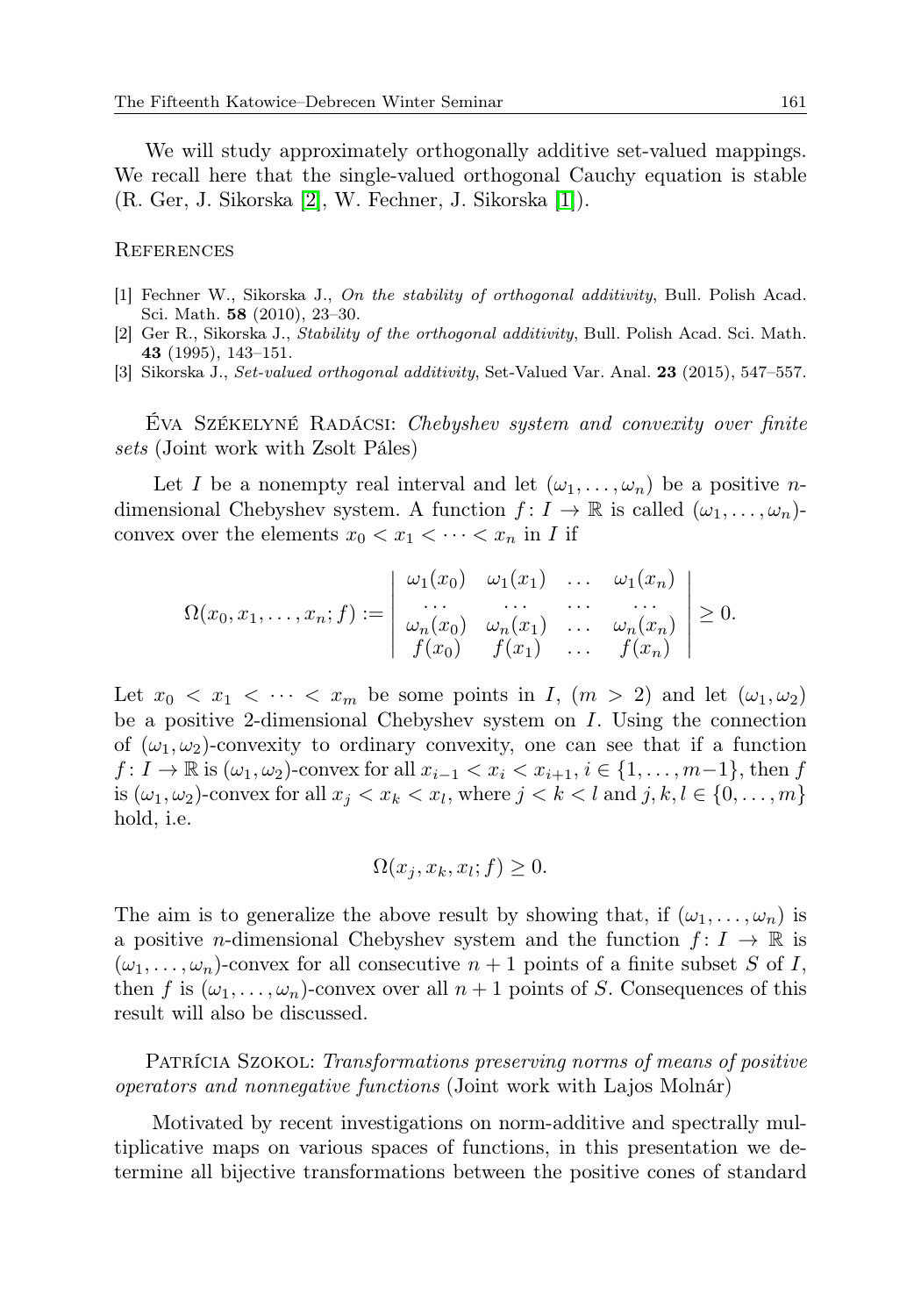We will study approximately orthogonally additive set-valued mappings. We recall here that the single-valued orthogonal Cauchy equation is stable (R. Ger, J. Sikorska [2], W. Fechner, J. Sikorska [1]).

### References

[1] Fechner W., Sikorska J., *On the stability of orthogonal additivity*, Bull. Polish Acad. Sci. Math. **58** (2010), 23–30.

[2] Ger R., Sikorska J., *Stability of the orthogonal additivity*, Bull. Polish Acad. Sci. Math. **43** (1995), 143–151.

[3] Sikorska J., *Set-valued orthogonal additivity*, Set-Valued Var. Anal. **23** (2015), 547–557.

Éva Székelyné Radácsi: *Chebyshev system and convexity over finite sets* (Joint work with Zsolt Páles)

Let $I$ be a nonempty real interval and let $(\omega_1, \dots, \omega_n)$ be a positive $n$-dimensional Chebyshev system. A function $f\colon I \to \mathbb{R}$ is called $(\omega_1, \dots, \omega_n)$-convex over the elements $x_0 < x_1 < \dots < x_n$ in $I$ if

$$\Omega(x_0, x_1, \dots, x_n; f) := \begin{vmatrix} \omega_1(x_0) & \omega_1(x_1) & \dots & \omega_1(x_n) \\ \dots & \dots & \dots & \dots \\ \omega_n(x_0) & \omega_n(x_1) & \dots & \omega_n(x_n) \\ f(x_0) & f(x_1) & \dots & f(x_n) \end{vmatrix} \geq 0.$$

Let $x_0 < x_1 < \dots < x_m$ be some points in $I$, $(m > 2)$ and let $(\omega_1, \omega_2)$ be a positive 2-dimensional Chebyshev system on $I$. Using the connection of $(\omega_1, \omega_2)$-convexity to ordinary convexity, one can see that if a function $f\colon I \to \mathbb{R}$ is $(\omega_1, \omega_2)$-convex for all $x_{i-1} < x_i < x_{i+1}$, $i \in \{1, \dots, m-1\}$, then $f$ is $(\omega_1, \omega_2)$-convex for all $x_j < x_k < x_l$, where $j < k < l$ and $j, k, l \in \{0, \dots, m\}$ hold, i.e.

$$\Omega(x_j, x_k, x_l; f) \geq 0.$$

The aim is to generalize the above result by showing that, if $(\omega_1, \dots, \omega_n)$ is a positive $n$-dimensional Chebyshev system and the function $f\colon I \to \mathbb{R}$ is $(\omega_1, \dots, \omega_n)$-convex for all consecutive $n+1$ points of a finite subset $S$ of $I$, then $f$ is $(\omega_1, \dots, \omega_n)$-convex over all $n+1$ points of $S$. Consequences of this result will also be discussed.

Patrícia Szokol: *Transformations preserving norms of means of positive operators and nonnegative functions* (Joint work with Lajos Molnár)

Motivated by recent investigations on norm-additive and spectrally multiplicative maps on various spaces of functions, in this presentation we determine all bijective transformations between the positive cones of standard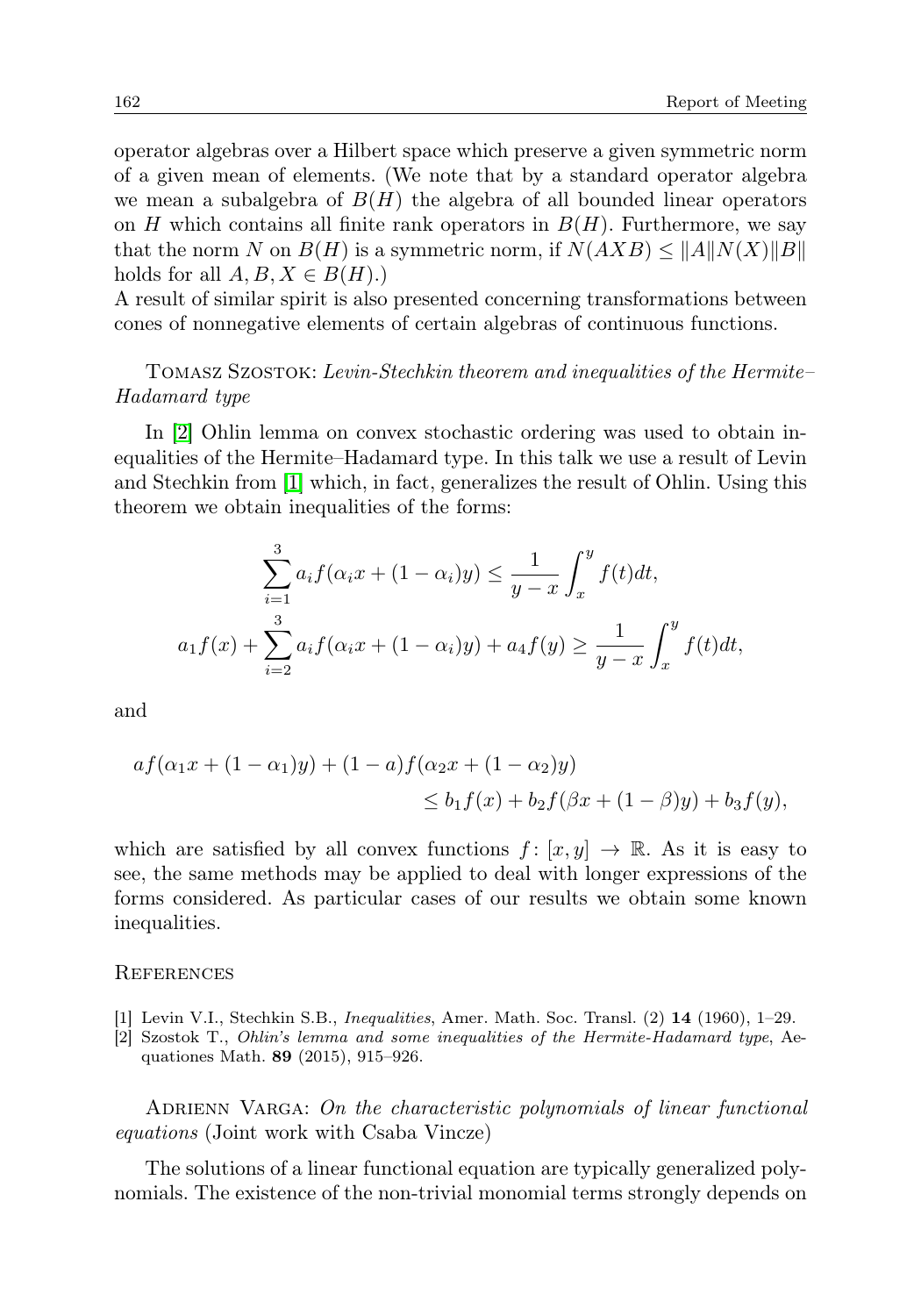operator algebras over a Hilbert space which preserve a given symmetric norm of a given mean of elements. (We note that by a standard operator algebra we mean a subalgebra of $B(H)$ the algebra of all bounded linear operators on $H$ which contains all finite rank operators in $B(H)$. Furthermore, we say that the norm $N$ on $B(H)$ is a symmetric norm, if $N(AXB) \leq \|A\| N(X) \|B\|$ holds for all $A, B, X \in B(H)$.)
A result of similar spirit is also presented concerning transformations between cones of nonnegative elements of certain algebras of continuous functions.

Tomasz Szostok: *Levin-Stechkin theorem and inequalities of the Hermite–Hadamard type*

In [2] Ohlin lemma on convex stochastic ordering was used to obtain inequalities of the Hermite–Hadamard type. In this talk we use a result of Levin and Stechkin from [1] which, in fact, generalizes the result of Ohlin. Using this theorem we obtain inequalities of the forms:

$$\sum_{i=1}^{3} a_i f(\alpha_i x + (1-\alpha_i)y) \leq \frac{1}{y-x}\int_x^y f(t)dt,$$

$$a_1 f(x) + \sum_{i=2}^{3} a_i f(\alpha_i x + (1-\alpha_i)y) + a_4 f(y) \geq \frac{1}{y-x}\int_x^y f(t)dt,$$

and

$$af(\alpha_1 x + (1-\alpha_1)y) + (1-a)f(\alpha_2 x + (1-\alpha_2)y) \leq b_1 f(x) + b_2 f(\beta x + (1-\beta)y) + b_3 f(y),$$

which are satisfied by all convex functions $f\colon [x,y] \to \mathbb{R}$. As it is easy to see, the same methods may be applied to deal with longer expressions of the forms considered. As particular cases of our results we obtain some known inequalities.

References

[1] Levin V.I., Stechkin S.B., *Inequalities*, Amer. Math. Soc. Transl. (2) **14** (1960), 1–29.
[2] Szostok T., *Ohlin's lemma and some inequalities of the Hermite-Hadamard type*, Aequationes Math. **89** (2015), 915–926.

Adrienn Varga: *On the characteristic polynomials of linear functional equations* (Joint work with Csaba Vincze)

The solutions of a linear functional equation are typically generalized polynomials. The existence of the non-trivial monomial terms strongly depends on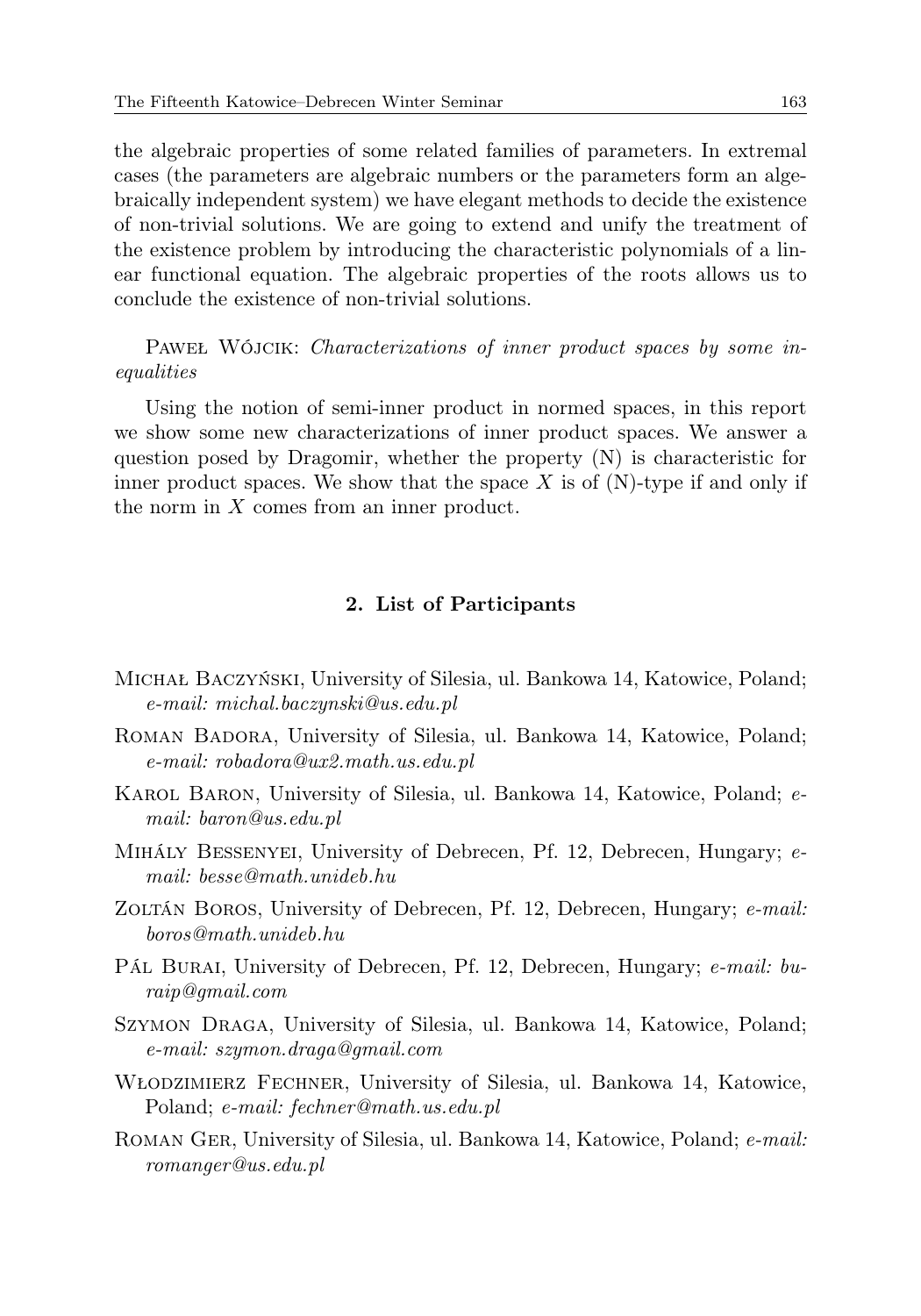the algebraic properties of some related families of parameters. In extremal cases (the parameters are algebraic numbers or the parameters form an algebraically independent system) we have elegant methods to decide the existence of non-trivial solutions. We are going to extend and unify the treatment of the existence problem by introducing the characteristic polynomials of a linear functional equation. The algebraic properties of the roots allows us to conclude the existence of non-trivial solutions.

Paweł Wójcik: *Characterizations of inner product spaces by some inequalities*

Using the notion of semi-inner product in normed spaces, in this report we show some new characterizations of inner product spaces. We answer a question posed by Dragomir, whether the property (N) is characteristic for inner product spaces. We show that the space $X$ is of (N)-type if and only if the norm in $X$ comes from an inner product.

## 2. List of Participants

Michał Baczyński, University of Silesia, ul. Bankowa 14, Katowice, Poland; *e-mail: michal.baczynski@us.edu.pl*

Roman Badora, University of Silesia, ul. Bankowa 14, Katowice, Poland; *e-mail: robadora@ux2.math.us.edu.pl*

Karol Baron, University of Silesia, ul. Bankowa 14, Katowice, Poland; *e-mail: baron@us.edu.pl*

Mihály Bessenyei, University of Debrecen, Pf. 12, Debrecen, Hungary; *e-mail: besse@math.unideb.hu*

Zoltán Boros, University of Debrecen, Pf. 12, Debrecen, Hungary; *e-mail: boros@math.unideb.hu*

Pál Burai, University of Debrecen, Pf. 12, Debrecen, Hungary; *e-mail: buraip@gmail.com*

Szymon Draga, University of Silesia, ul. Bankowa 14, Katowice, Poland; *e-mail: szymon.draga@gmail.com*

Włodzimierz Fechner, University of Silesia, ul. Bankowa 14, Katowice, Poland; *e-mail: fechner@math.us.edu.pl*

Roman Ger, University of Silesia, ul. Bankowa 14, Katowice, Poland; *e-mail: romanger@us.edu.pl*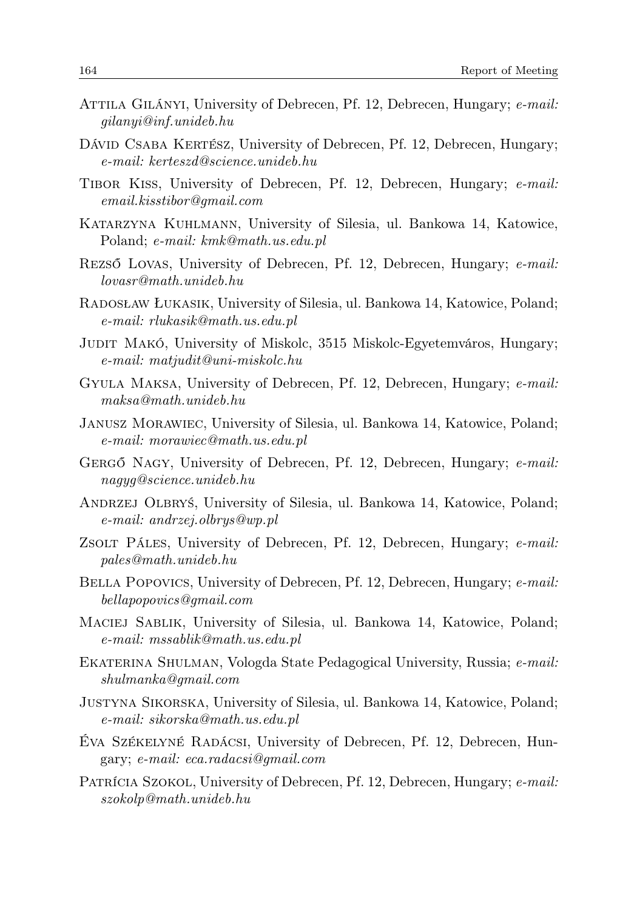Attila Gilányi, University of Debrecen, Pf. 12, Debrecen, Hungary; *e-mail: gilanyi@inf.unideb.hu*

Dávid Csaba Kertész, University of Debrecen, Pf. 12, Debrecen, Hungary; *e-mail: kerteszd@science.unideb.hu*

Tibor Kiss, University of Debrecen, Pf. 12, Debrecen, Hungary; *e-mail: email.kisstibor@gmail.com*

Katarzyna Kuhlmann, University of Silesia, ul. Bankowa 14, Katowice, Poland; *e-mail: kmk@math.us.edu.pl*

Rezső Lovas, University of Debrecen, Pf. 12, Debrecen, Hungary; *e-mail: lovasr@math.unideb.hu*

Radosław Łukasik, University of Silesia, ul. Bankowa 14, Katowice, Poland; *e-mail: rlukasik@math.us.edu.pl*

Judit Makó, University of Miskolc, 3515 Miskolc-Egyetemváros, Hungary; *e-mail: matjudit@uni-miskolc.hu*

Gyula Maksa, University of Debrecen, Pf. 12, Debrecen, Hungary; *e-mail: maksa@math.unideb.hu*

Janusz Morawiec, University of Silesia, ul. Bankowa 14, Katowice, Poland; *e-mail: morawiec@math.us.edu.pl*

Gergő Nagy, University of Debrecen, Pf. 12, Debrecen, Hungary; *e-mail: nagyg@science.unideb.hu*

Andrzej Olbryś, University of Silesia, ul. Bankowa 14, Katowice, Poland; *e-mail: andrzej.olbrys@wp.pl*

Zsolt Páles, University of Debrecen, Pf. 12, Debrecen, Hungary; *e-mail: pales@math.unideb.hu*

Bella Popovics, University of Debrecen, Pf. 12, Debrecen, Hungary; *e-mail: bellapopovics@gmail.com*

Maciej Sablik, University of Silesia, ul. Bankowa 14, Katowice, Poland; *e-mail: mssablik@math.us.edu.pl*

Ekaterina Shulman, Vologda State Pedagogical University, Russia; *e-mail: shulmanka@gmail.com*

Justyna Sikorska, University of Silesia, ul. Bankowa 14, Katowice, Poland; *e-mail: sikorska@math.us.edu.pl*

Éva Székelyné Radácsi, University of Debrecen, Pf. 12, Debrecen, Hungary; *e-mail: eca.radacsi@gmail.com*

Patrícia Szokol, University of Debrecen, Pf. 12, Debrecen, Hungary; *e-mail: szokolp@math.unideb.hu*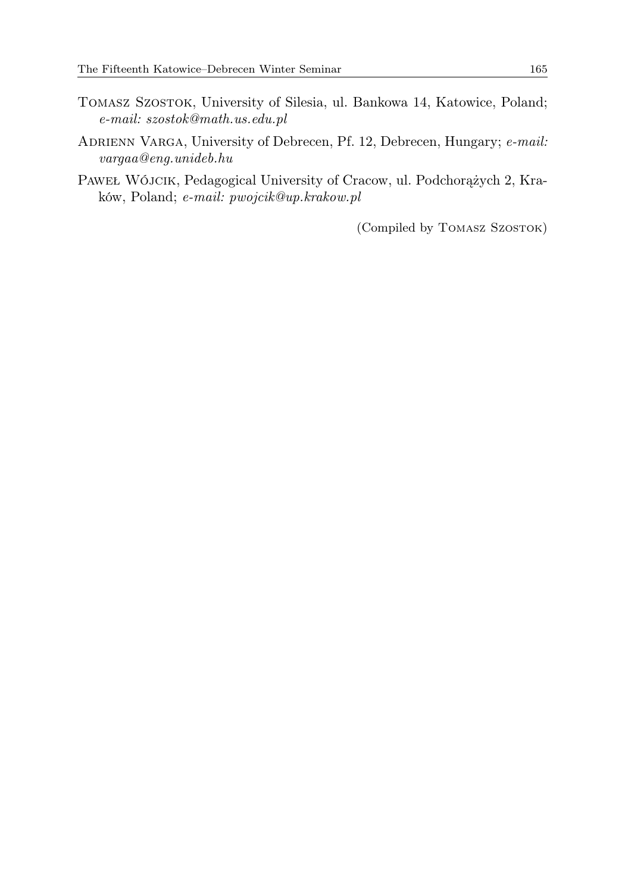Tomasz Szostok, University of Silesia, ul. Bankowa 14, Katowice, Poland; *e-mail: szostok@math.us.edu.pl*

Adrienn Varga, University of Debrecen, Pf. 12, Debrecen, Hungary; *e-mail: vargaa@eng.unideb.hu*

Paweł Wójcik, Pedagogical University of Cracow, ul. Podchorążych 2, Kraków, Poland; *e-mail: pwojcik@up.krakow.pl*

(Compiled by Tomasz Szostok)